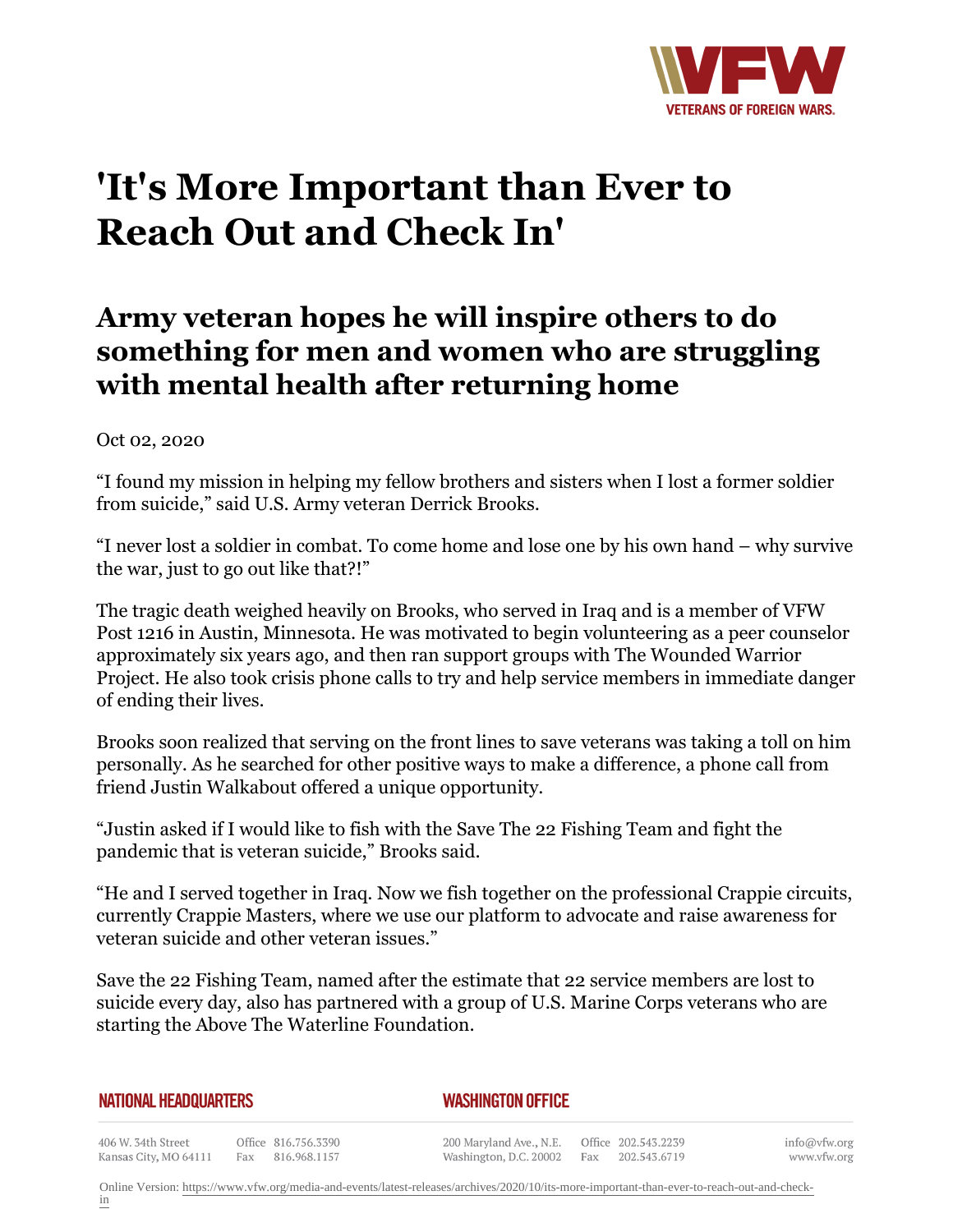# 'It's More Important than Ever to Reach Out and Check In'

## Army veteran hopes he will inspire others to do something for men and women who are struggling with mental health after returning home

Oct 02, 2020

"I found my mission in helping my fellow brothers and sisters when I lost a former soldier from suicide," said U.S. Army veteran Derrick Brooks.

"I never lost a soldier in combat. To come home and lose one by his own hand – why survive the war, just to go out like that?!"

The tragic death weighed heavily on Brooks, who served in Iraq and is a member of VFW Post 1216 in Austin, Minnesota. He was motivated to begin volunteering as a peer counselor approximately six years ago, and then ran support groups with The Wounded Warrior Project. He also took crisis phone calls to try and help service members in immediate danger of ending their lives.

Brooks soon realized that serving on the front lines to save veterans was taking a toll on him personally. As he searched for other positive ways to make a difference, a phone call from friend Justin Walkabout offered a unique opportunity.

"Justin asked if I would like to fish with the Save The 22 Fishing Team and fight the pandemic that is veteran suicide," Brooks said.

"He and I served together in Iraq. Now we fish together on the professional Crappie circuits, currently Crappie Masters, where we use our platform to advocate and raise awareness for veteran suicide and other veteran issues."

Save the 22 Fishing Team, named after the estimate that 22 service members are lost to suicide every day, also has partnered with a group of U.S. Marine Corps veterans who are starting the Above The Waterline Foundation.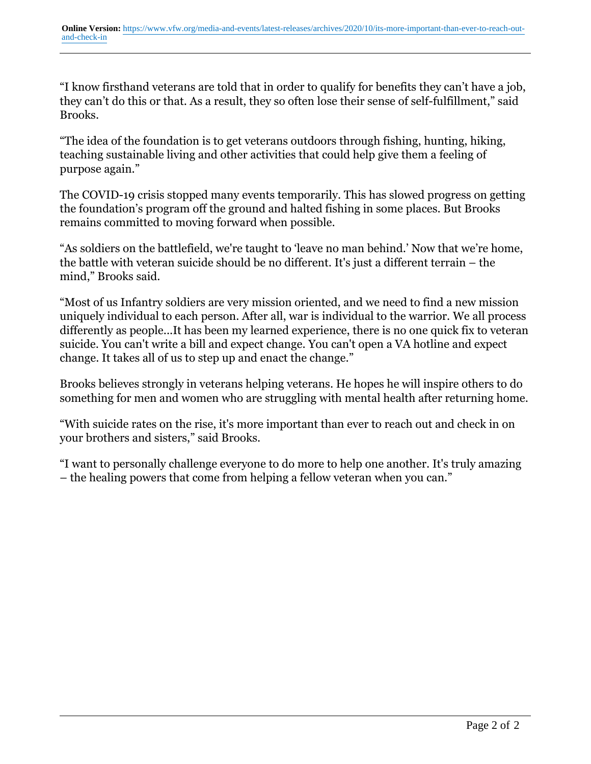“I know firsthand veterans are told that in order to qualify for benefits they can’t have a job, they can’t do this or that. As a result, they so often lose their sense of self-fulfillment,” said Brooks.

“The idea of the foundation is to get veterans outdoors through fishing, hunting, hiking, teaching sustainable living and other activities that could help give them a feeling of purpose again.”

The COVID-19 crisis stopped many events temporarily. This has slowed progress on getting the foundation’s program off the ground and halted fishing in some places. But Brooks remains committed to moving forward when possible.

“As soldiers on the battlefield, we're taught to ‘leave no man behind.’ Now that we’re home, the battle with veteran suicide should be no different. It's just a different terrain – the mind,” Brooks said.

“Most of us Infantry soldiers are very mission oriented, and we need to find a new mission uniquely individual to each person. After all, war is individual to the warrior. We all process differently as people…It has been my learned experience, there is no one quick fix to veteran suicide. You can't write a bill and expect change. You can't open a VA hotline and expect change. It takes all of us to step up and enact the change.”

Brooks believes strongly in veterans helping veterans. He hopes he will inspire others to do something for men and women who are struggling with mental health after returning home.

“With suicide rates on the rise, it's more important than ever to reach out and check in on your brothers and sisters,” said Brooks.

“I want to personally challenge everyone to do more to help one another. It's truly amazing – the healing powers that come from helping a fellow veteran when you can.”